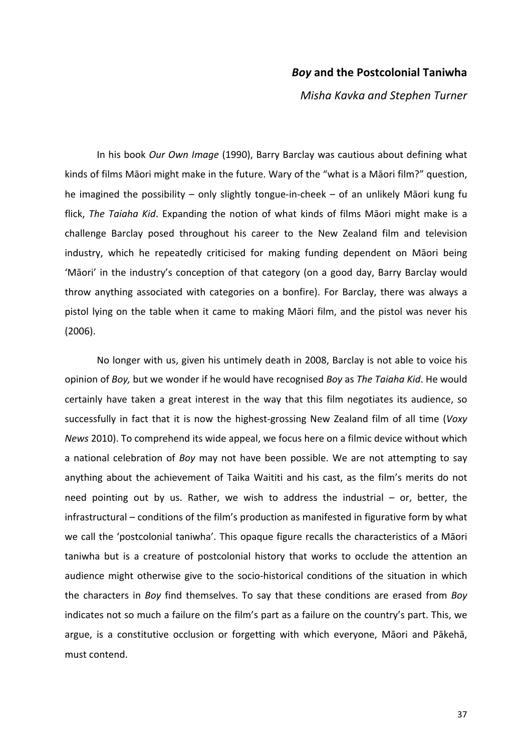# *Boy* and the Postcolonial Taniwha

*Misha Kavka and Stephen Turner*

In his book *Our Own Image* (1990), Barry Barclay was cautious about defining what kinds of films Māori might make in the future. Wary of the "what is a Māori film?" question, he imagined the possibility – only slightly tongue-in-cheek – of an unlikely Māori kung fu flick, *The Taiaha Kid*. Expanding the notion of what kinds of films Māori might make is a challenge Barclay posed throughout his career to the New Zealand film and television industry, which he repeatedly criticised for making funding dependent on Māori being 'Māori' in the industry's conception of that category (on a good day, Barry Barclay would throw anything associated with categories on a bonfire). For Barclay, there was always a pistol lying on the table when it came to making Māori film, and the pistol was never his (2006).

No longer with us, given his untimely death in 2008, Barclay is not able to voice his opinion of *Boy,* but we wonder if he would have recognised *Boy* as *The Taiaha Kid*. He would certainly have taken a great interest in the way that this film negotiates its audience, so successfully in fact that it is now the highest-grossing New Zealand film of all time (*Voxy News* 2010). To comprehend its wide appeal, we focus here on a filmic device without which a national celebration of *Boy* may not have been possible. We are not attempting to say anything about the achievement of Taika Waititi and his cast, as the film's merits do not need pointing out by us. Rather, we wish to address the industrial – or, better, the infrastructural – conditions of the film's production as manifested in figurative form by what we call the 'postcolonial taniwha'. This opaque figure recalls the characteristics of a Māori taniwha but is a creature of postcolonial history that works to occlude the attention an audience might otherwise give to the socio-historical conditions of the situation in which the characters in *Boy* find themselves. To say that these conditions are erased from *Boy* indicates not so much a failure on the film's part as a failure on the country's part. This, we argue, is a constitutive occlusion or forgetting with which everyone, Māori and Pākehā, must contend.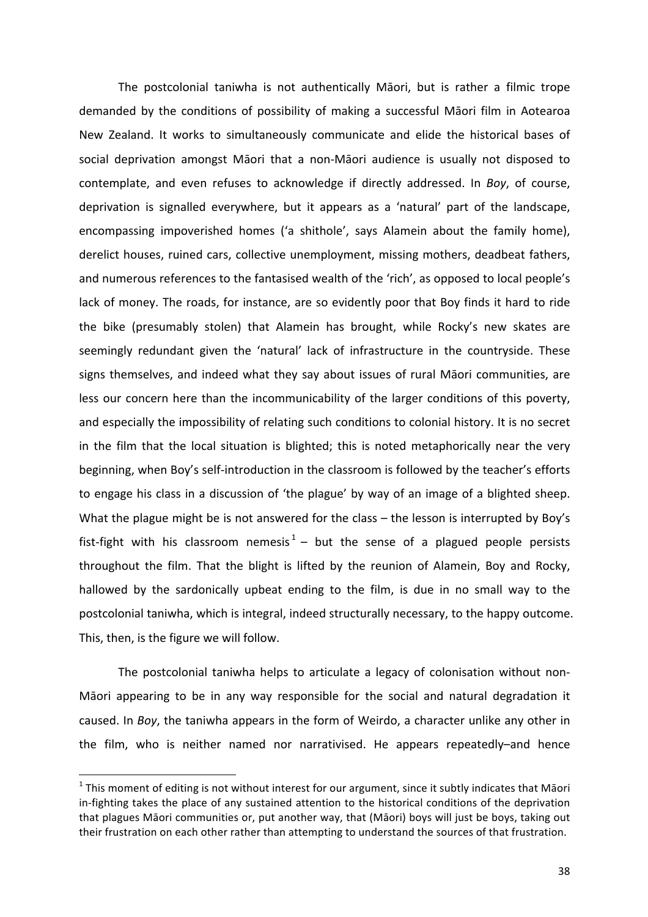The postcolonial taniwha is not authentically Māori, but is rather a filmic trope demanded by the conditions of possibility of making a successful Māori film in Aotearoa New Zealand. It works to simultaneously communicate and elide the historical bases of social deprivation amongst Māori that a non-Māori audience is usually not disposed to contemplate, and even refuses to acknowledge if directly addressed. In *Boy*, of course, deprivation is signalled everywhere, but it appears as a 'natural' part of the landscape, encompassing impoverished homes ('a shithole', says Alamein about the family home), derelict houses, ruined cars, collective unemployment, missing mothers, deadbeat fathers, and numerous references to the fantasised wealth of the 'rich', as opposed to local people's lack of money. The roads, for instance, are so evidently poor that Boy finds it hard to ride the bike (presumably stolen) that Alamein has brought, while Rocky's new skates are seemingly redundant given the 'natural' lack of infrastructure in the countryside. These signs themselves, and indeed what they say about issues of rural Māori communities, are less our concern here than the incommunicability of the larger conditions of this poverty, and especially the impossibility of relating such conditions to colonial history. It is no secret in the film that the local situation is blighted; this is noted metaphorically near the very beginning, when Boy's self-introduction in the classroom is followed by the teacher's efforts to engage his class in a discussion of 'the plague' by way of an image of a blighted sheep. What the plague might be is not answered for the class – the lesson is interrupted by Boy's fist-fight with his classroom nemesis[1] – but the sense of a plagued people persists throughout the film. That the blight is lifted by the reunion of Alamein, Boy and Rocky, hallowed by the sardonically upbeat ending to the film, is due in no small way to the postcolonial taniwha, which is integral, indeed structurally necessary, to the happy outcome. This, then, is the figure we will follow.

The postcolonial taniwha helps to articulate a legacy of colonisation without non-Māori appearing to be in any way responsible for the social and natural degradation it caused. In *Boy*, the taniwha appears in the form of Weirdo, a character unlike any other in the film, who is neither named nor narrativised. He appears repeatedly–and hence

[1] This moment of editing is not without interest for our argument, since it subtly indicates that Māori in-fighting takes the place of any sustained attention to the historical conditions of the deprivation that plagues Māori communities or, put another way, that (Māori) boys will just be boys, taking out their frustration on each other rather than attempting to understand the sources of that frustration.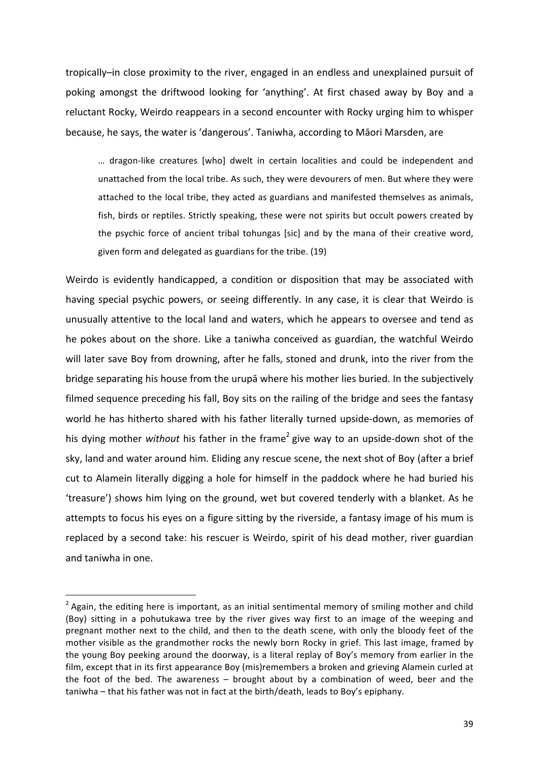tropically–in close proximity to the river, engaged in an endless and unexplained pursuit of poking amongst the driftwood looking for 'anything'. At first chased away by Boy and a reluctant Rocky, Weirdo reappears in a second encounter with Rocky urging him to whisper because, he says, the water is 'dangerous'. Taniwha, according to Māori Marsden, are

> … dragon-like creatures [who] dwelt in certain localities and could be independent and unattached from the local tribe. As such, they were devourers of men. But where they were attached to the local tribe, they acted as guardians and manifested themselves as animals, fish, birds or reptiles. Strictly speaking, these were not spirits but occult powers created by the psychic force of ancient tribal tohungas [sic] and by the mana of their creative word, given form and delegated as guardians for the tribe. (19)

Weirdo is evidently handicapped, a condition or disposition that may be associated with having special psychic powers, or seeing differently. In any case, it is clear that Weirdo is unusually attentive to the local land and waters, which he appears to oversee and tend as he pokes about on the shore. Like a taniwha conceived as guardian, the watchful Weirdo will later save Boy from drowning, after he falls, stoned and drunk, into the river from the bridge separating his house from the urupā where his mother lies buried. In the subjectively filmed sequence preceding his fall, Boy sits on the railing of the bridge and sees the fantasy world he has hitherto shared with his father literally turned upside-down, as memories of his dying mother *without* his father in the frame[2] give way to an upside-down shot of the sky, land and water around him. Eliding any rescue scene, the next shot of Boy (after a brief cut to Alamein literally digging a hole for himself in the paddock where he had buried his 'treasure') shows him lying on the ground, wet but covered tenderly with a blanket. As he attempts to focus his eyes on a figure sitting by the riverside, a fantasy image of his mum is replaced by a second take: his rescuer is Weirdo, spirit of his dead mother, river guardian and taniwha in one.

---

[2] Again, the editing here is important, as an initial sentimental memory of smiling mother and child (Boy) sitting in a pohutukawa tree by the river gives way first to an image of the weeping and pregnant mother next to the child, and then to the death scene, with only the bloody feet of the mother visible as the grandmother rocks the newly born Rocky in grief. This last image, framed by the young Boy peeking around the doorway, is a literal replay of Boy's memory from earlier in the film, except that in its first appearance Boy (mis)remembers a broken and grieving Alamein curled at the foot of the bed. The awareness – brought about by a combination of weed, beer and the taniwha – that his father was not in fact at the birth/death, leads to Boy's epiphany.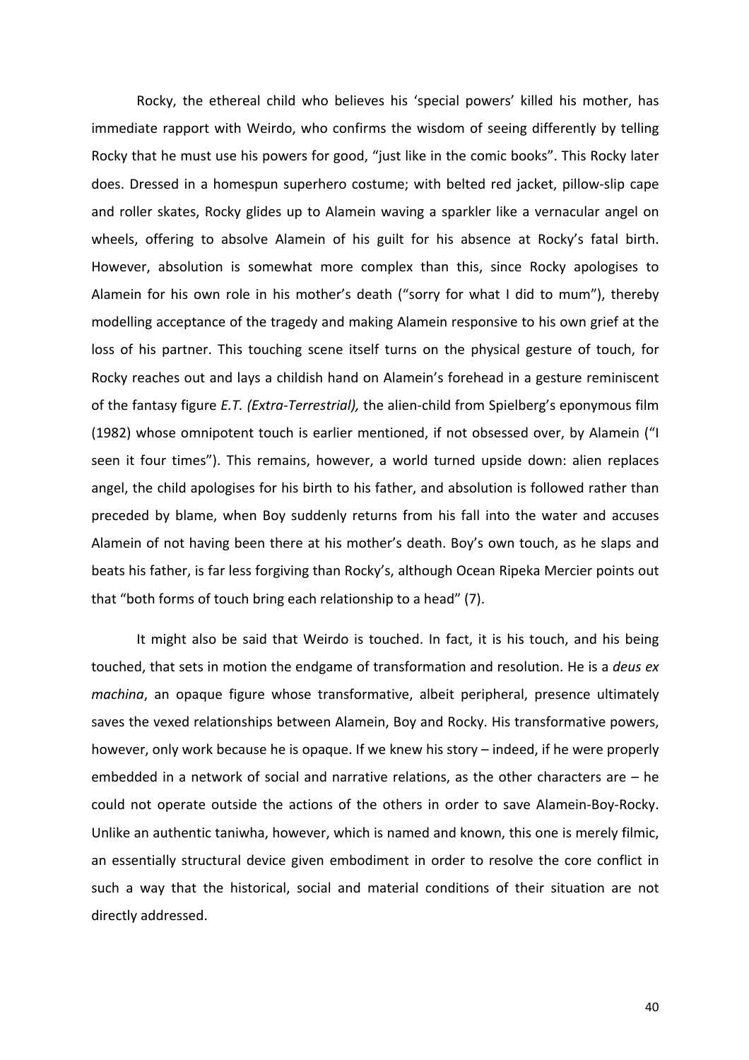Rocky, the ethereal child who believes his 'special powers' killed his mother, has immediate rapport with Weirdo, who confirms the wisdom of seeing differently by telling Rocky that he must use his powers for good, "just like in the comic books". This Rocky later does. Dressed in a homespun superhero costume; with belted red jacket, pillow-slip cape and roller skates, Rocky glides up to Alamein waving a sparkler like a vernacular angel on wheels, offering to absolve Alamein of his guilt for his absence at Rocky's fatal birth. However, absolution is somewhat more complex than this, since Rocky apologises to Alamein for his own role in his mother's death ("sorry for what I did to mum"), thereby modelling acceptance of the tragedy and making Alamein responsive to his own grief at the loss of his partner. This touching scene itself turns on the physical gesture of touch, for Rocky reaches out and lays a childish hand on Alamein's forehead in a gesture reminiscent of the fantasy figure *E.T. (Extra-Terrestrial),* the alien-child from Spielberg's eponymous film (1982) whose omnipotent touch is earlier mentioned, if not obsessed over, by Alamein ("I seen it four times"). This remains, however, a world turned upside down: alien replaces angel, the child apologises for his birth to his father, and absolution is followed rather than preceded by blame, when Boy suddenly returns from his fall into the water and accuses Alamein of not having been there at his mother's death. Boy's own touch, as he slaps and beats his father, is far less forgiving than Rocky's, although Ocean Ripeka Mercier points out that "both forms of touch bring each relationship to a head" (7).

It might also be said that Weirdo is touched. In fact, it is his touch, and his being touched, that sets in motion the endgame of transformation and resolution. He is a *deus ex machina*, an opaque figure whose transformative, albeit peripheral, presence ultimately saves the vexed relationships between Alamein, Boy and Rocky. His transformative powers, however, only work because he is opaque. If we knew his story – indeed, if he were properly embedded in a network of social and narrative relations, as the other characters are – he could not operate outside the actions of the others in order to save Alamein-Boy-Rocky. Unlike an authentic taniwha, however, which is named and known, this one is merely filmic, an essentially structural device given embodiment in order to resolve the core conflict in such a way that the historical, social and material conditions of their situation are not directly addressed.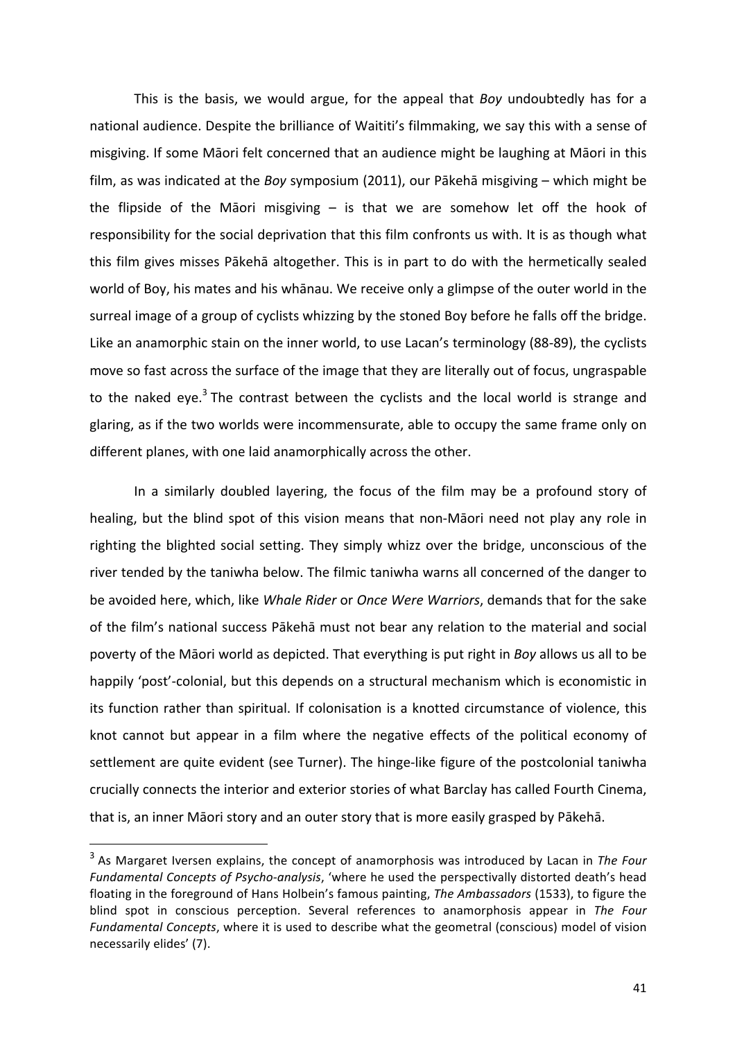This is the basis, we would argue, for the appeal that *Boy* undoubtedly has for a national audience. Despite the brilliance of Waititi's filmmaking, we say this with a sense of misgiving. If some Māori felt concerned that an audience might be laughing at Māori in this film, as was indicated at the *Boy* symposium (2011), our Pākehā misgiving – which might be the flipside of the Māori misgiving – is that we are somehow let off the hook of responsibility for the social deprivation that this film confronts us with. It is as though what this film gives misses Pākehā altogether. This is in part to do with the hermetically sealed world of Boy, his mates and his whānau. We receive only a glimpse of the outer world in the surreal image of a group of cyclists whizzing by the stoned Boy before he falls off the bridge. Like an anamorphic stain on the inner world, to use Lacan's terminology (88-89), the cyclists move so fast across the surface of the image that they are literally out of focus, ungraspable to the naked eye.[3] The contrast between the cyclists and the local world is strange and glaring, as if the two worlds were incommensurate, able to occupy the same frame only on different planes, with one laid anamorphically across the other.

In a similarly doubled layering, the focus of the film may be a profound story of healing, but the blind spot of this vision means that non-Māori need not play any role in righting the blighted social setting. They simply whizz over the bridge, unconscious of the river tended by the taniwha below. The filmic taniwha warns all concerned of the danger to be avoided here, which, like *Whale Rider* or *Once Were Warriors*, demands that for the sake of the film's national success Pākehā must not bear any relation to the material and social poverty of the Māori world as depicted. That everything is put right in *Boy* allows us all to be happily 'post'-colonial, but this depends on a structural mechanism which is economistic in its function rather than spiritual. If colonisation is a knotted circumstance of violence, this knot cannot but appear in a film where the negative effects of the political economy of settlement are quite evident (see Turner). The hinge-like figure of the postcolonial taniwha crucially connects the interior and exterior stories of what Barclay has called Fourth Cinema, that is, an inner Māori story and an outer story that is more easily grasped by Pākehā.

---

[3] As Margaret Iversen explains, the concept of anamorphosis was introduced by Lacan in *The Four Fundamental Concepts of Psycho-analysis*, 'where he used the perspectivally distorted death's head floating in the foreground of Hans Holbein's famous painting, *The Ambassadors* (1533), to figure the blind spot in conscious perception. Several references to anamorphosis appear in *The Four Fundamental Concepts*, where it is used to describe what the geometral (conscious) model of vision necessarily elides' (7).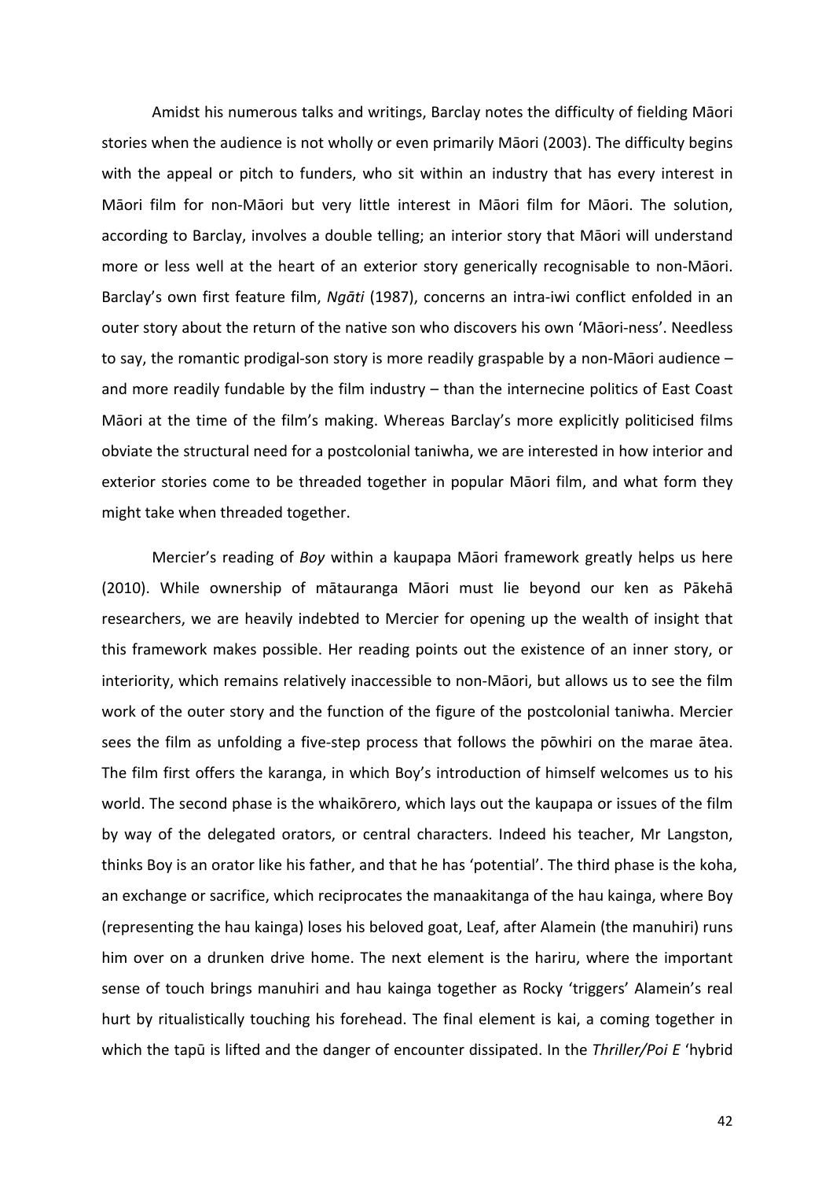Amidst his numerous talks and writings, Barclay notes the difficulty of fielding Māori stories when the audience is not wholly or even primarily Māori (2003). The difficulty begins with the appeal or pitch to funders, who sit within an industry that has every interest in Māori film for non-Māori but very little interest in Māori film for Māori. The solution, according to Barclay, involves a double telling; an interior story that Māori will understand more or less well at the heart of an exterior story generically recognisable to non-Māori. Barclay's own first feature film, *Ngāti* (1987), concerns an intra-iwi conflict enfolded in an outer story about the return of the native son who discovers his own 'Māori-ness'. Needless to say, the romantic prodigal-son story is more readily graspable by a non-Māori audience – and more readily fundable by the film industry – than the internecine politics of East Coast Māori at the time of the film's making. Whereas Barclay's more explicitly politicised films obviate the structural need for a postcolonial taniwha, we are interested in how interior and exterior stories come to be threaded together in popular Māori film, and what form they might take when threaded together.

Mercier's reading of *Boy* within a kaupapa Māori framework greatly helps us here (2010). While ownership of mātauranga Māori must lie beyond our ken as Pākehā researchers, we are heavily indebted to Mercier for opening up the wealth of insight that this framework makes possible. Her reading points out the existence of an inner story, or interiority, which remains relatively inaccessible to non-Māori, but allows us to see the film work of the outer story and the function of the figure of the postcolonial taniwha. Mercier sees the film as unfolding a five-step process that follows the pōwhiri on the marae ātea. The film first offers the karanga, in which Boy's introduction of himself welcomes us to his world. The second phase is the whaikōrero, which lays out the kaupapa or issues of the film by way of the delegated orators, or central characters. Indeed his teacher, Mr Langston, thinks Boy is an orator like his father, and that he has 'potential'. The third phase is the koha, an exchange or sacrifice, which reciprocates the manaakitanga of the hau kainga, where Boy (representing the hau kainga) loses his beloved goat, Leaf, after Alamein (the manuhiri) runs him over on a drunken drive home. The next element is the hariru, where the important sense of touch brings manuhiri and hau kainga together as Rocky 'triggers' Alamein's real hurt by ritualistically touching his forehead. The final element is kai, a coming together in which the tapū is lifted and the danger of encounter dissipated. In the *Thriller/Poi E* 'hybrid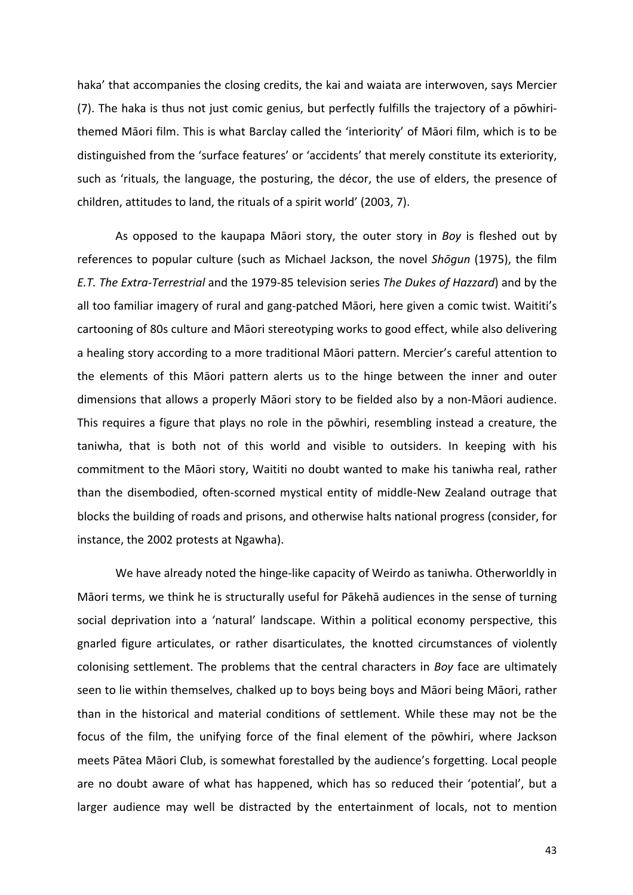haka' that accompanies the closing credits, the kai and waiata are interwoven, says Mercier (7). The haka is thus not just comic genius, but perfectly fulfills the trajectory of a pōwhiri-themed Māori film. This is what Barclay called the 'interiority' of Māori film, which is to be distinguished from the 'surface features' or 'accidents' that merely constitute its exteriority, such as 'rituals, the language, the posturing, the décor, the use of elders, the presence of children, attitudes to land, the rituals of a spirit world' (2003, 7).

As opposed to the kaupapa Māori story, the outer story in *Boy* is fleshed out by references to popular culture (such as Michael Jackson, the novel *Shōgun* (1975), the film *E.T. The Extra-Terrestrial* and the 1979-85 television series *The Dukes of Hazzard*) and by the all too familiar imagery of rural and gang-patched Māori, here given a comic twist. Waititi's cartooning of 80s culture and Māori stereotyping works to good effect, while also delivering a healing story according to a more traditional Māori pattern. Mercier's careful attention to the elements of this Māori pattern alerts us to the hinge between the inner and outer dimensions that allows a properly Māori story to be fielded also by a non-Māori audience. This requires a figure that plays no role in the pōwhiri, resembling instead a creature, the taniwha, that is both not of this world and visible to outsiders. In keeping with his commitment to the Māori story, Waititi no doubt wanted to make his taniwha real, rather than the disembodied, often-scorned mystical entity of middle-New Zealand outrage that blocks the building of roads and prisons, and otherwise halts national progress (consider, for instance, the 2002 protests at Ngawha).

We have already noted the hinge-like capacity of Weirdo as taniwha. Otherworldly in Māori terms, we think he is structurally useful for Pākehā audiences in the sense of turning social deprivation into a 'natural' landscape. Within a political economy perspective, this gnarled figure articulates, or rather disarticulates, the knotted circumstances of violently colonising settlement. The problems that the central characters in *Boy* face are ultimately seen to lie within themselves, chalked up to boys being boys and Māori being Māori, rather than in the historical and material conditions of settlement. While these may not be the focus of the film, the unifying force of the final element of the pōwhiri, where Jackson meets Pātea Māori Club, is somewhat forestalled by the audience's forgetting. Local people are no doubt aware of what has happened, which has so reduced their 'potential', but a larger audience may well be distracted by the entertainment of locals, not to mention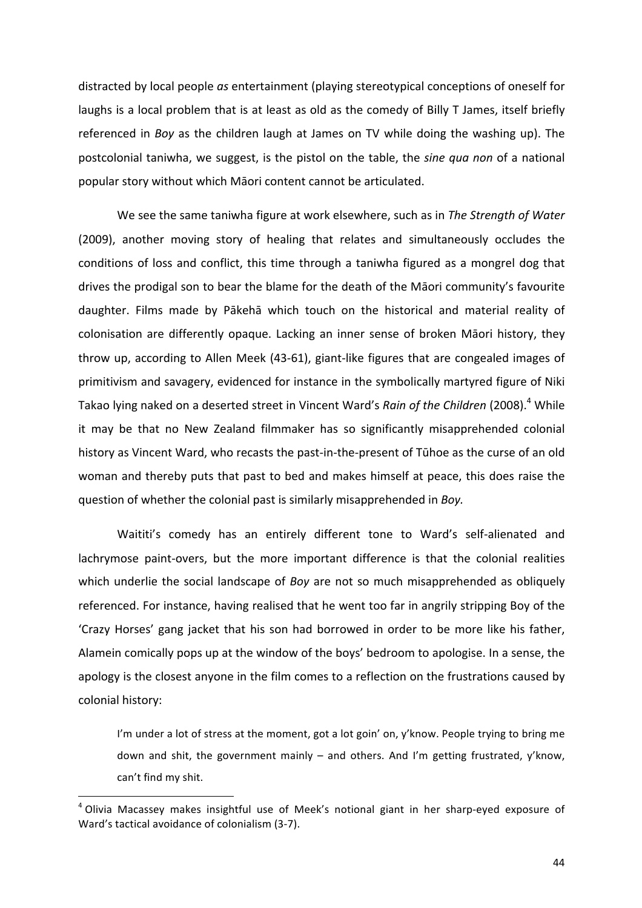distracted by local people *as* entertainment (playing stereotypical conceptions of oneself for laughs is a local problem that is at least as old as the comedy of Billy T James, itself briefly referenced in *Boy* as the children laugh at James on TV while doing the washing up). The postcolonial taniwha, we suggest, is the pistol on the table, the *sine qua non* of a national popular story without which Māori content cannot be articulated.

We see the same taniwha figure at work elsewhere, such as in *The Strength of Water* (2009), another moving story of healing that relates and simultaneously occludes the conditions of loss and conflict, this time through a taniwha figured as a mongrel dog that drives the prodigal son to bear the blame for the death of the Māori community's favourite daughter. Films made by Pākehā which touch on the historical and material reality of colonisation are differently opaque. Lacking an inner sense of broken Māori history, they throw up, according to Allen Meek (43-61), giant-like figures that are congealed images of primitivism and savagery, evidenced for instance in the symbolically martyred figure of Niki Takao lying naked on a deserted street in Vincent Ward's *Rain of the Children* (2008).[4] While it may be that no New Zealand filmmaker has so significantly misapprehended colonial history as Vincent Ward, who recasts the past-in-the-present of Tūhoe as the curse of an old woman and thereby puts that past to bed and makes himself at peace, this does raise the question of whether the colonial past is similarly misapprehended in *Boy.*

Waititi's comedy has an entirely different tone to Ward's self-alienated and lachrymose paint-overs, but the more important difference is that the colonial realities which underlie the social landscape of *Boy* are not so much misapprehended as obliquely referenced. For instance, having realised that he went too far in angrily stripping Boy of the 'Crazy Horses' gang jacket that his son had borrowed in order to be more like his father, Alamein comically pops up at the window of the boys' bedroom to apologise. In a sense, the apology is the closest anyone in the film comes to a reflection on the frustrations caused by colonial history:

> I'm under a lot of stress at the moment, got a lot goin' on, y'know. People trying to bring me down and shit, the government mainly – and others. And I'm getting frustrated, y'know, can't find my shit.

---

[4] Olivia Macassey makes insightful use of Meek's notional giant in her sharp-eyed exposure of Ward's tactical avoidance of colonialism (3-7).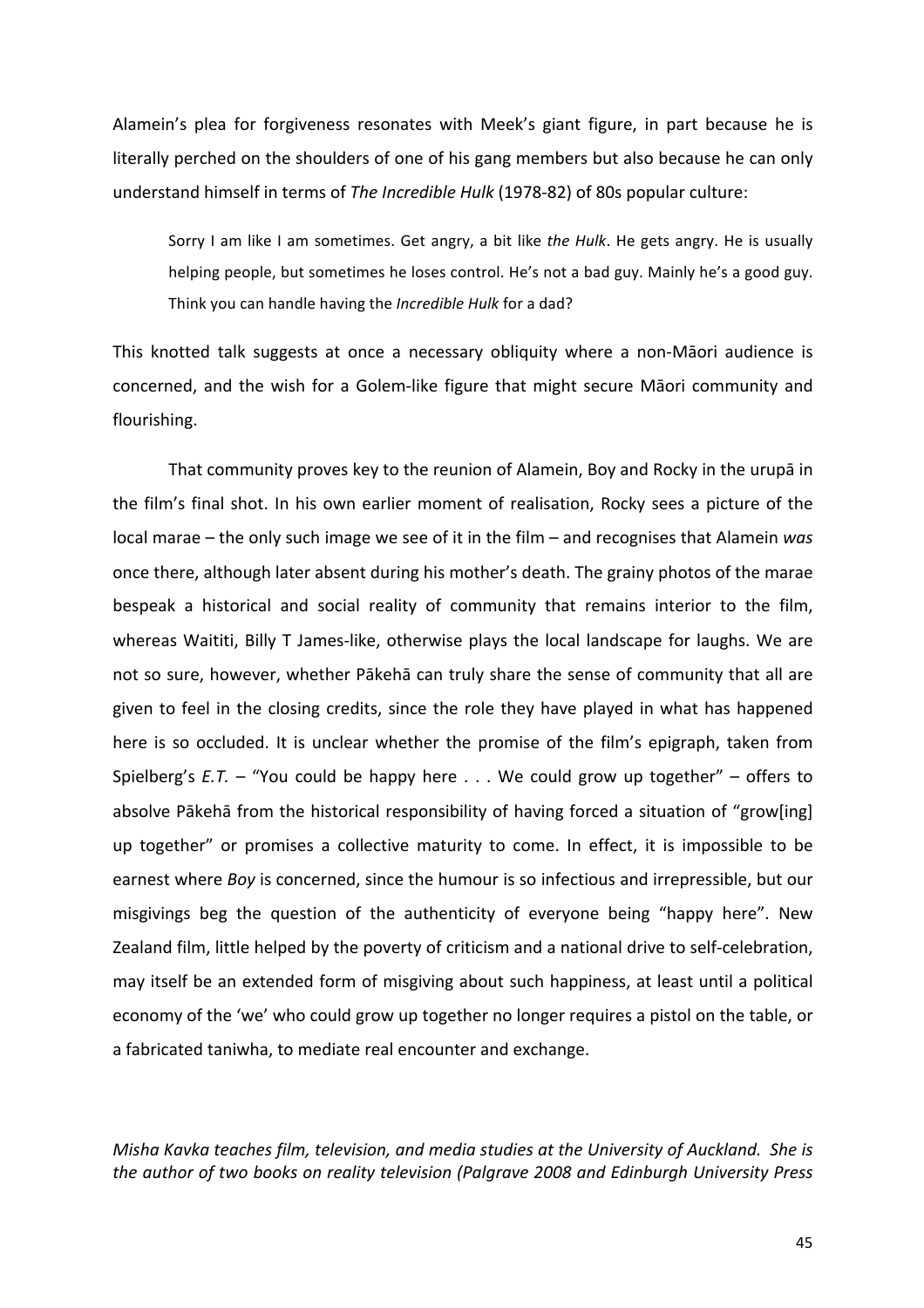Alamein's plea for forgiveness resonates with Meek's giant figure, in part because he is literally perched on the shoulders of one of his gang members but also because he can only understand himself in terms of *The Incredible Hulk* (1978-82) of 80s popular culture:

> Sorry I am like I am sometimes. Get angry, a bit like *the Hulk*. He gets angry. He is usually helping people, but sometimes he loses control. He's not a bad guy. Mainly he's a good guy. Think you can handle having the *Incredible Hulk* for a dad?

This knotted talk suggests at once a necessary obliquity where a non-Māori audience is concerned, and the wish for a Golem-like figure that might secure Māori community and flourishing.

That community proves key to the reunion of Alamein, Boy and Rocky in the urupā in the film's final shot. In his own earlier moment of realisation, Rocky sees a picture of the local marae – the only such image we see of it in the film – and recognises that Alamein *was* once there, although later absent during his mother's death. The grainy photos of the marae bespeak a historical and social reality of community that remains interior to the film, whereas Waititi, Billy T James-like, otherwise plays the local landscape for laughs. We are not so sure, however, whether Pākehā can truly share the sense of community that all are given to feel in the closing credits, since the role they have played in what has happened here is so occluded. It is unclear whether the promise of the film's epigraph, taken from Spielberg's *E.T.* – "You could be happy here . . . We could grow up together" – offers to absolve Pākehā from the historical responsibility of having forced a situation of "grow[ing] up together" or promises a collective maturity to come. In effect, it is impossible to be earnest where *Boy* is concerned, since the humour is so infectious and irrepressible, but our misgivings beg the question of the authenticity of everyone being "happy here". New Zealand film, little helped by the poverty of criticism and a national drive to self-celebration, may itself be an extended form of misgiving about such happiness, at least until a political economy of the 'we' who could grow up together no longer requires a pistol on the table, or a fabricated taniwha, to mediate real encounter and exchange.

*Misha Kavka teaches film, television, and media studies at the University of Auckland. She is the author of two books on reality television (Palgrave 2008 and Edinburgh University Press*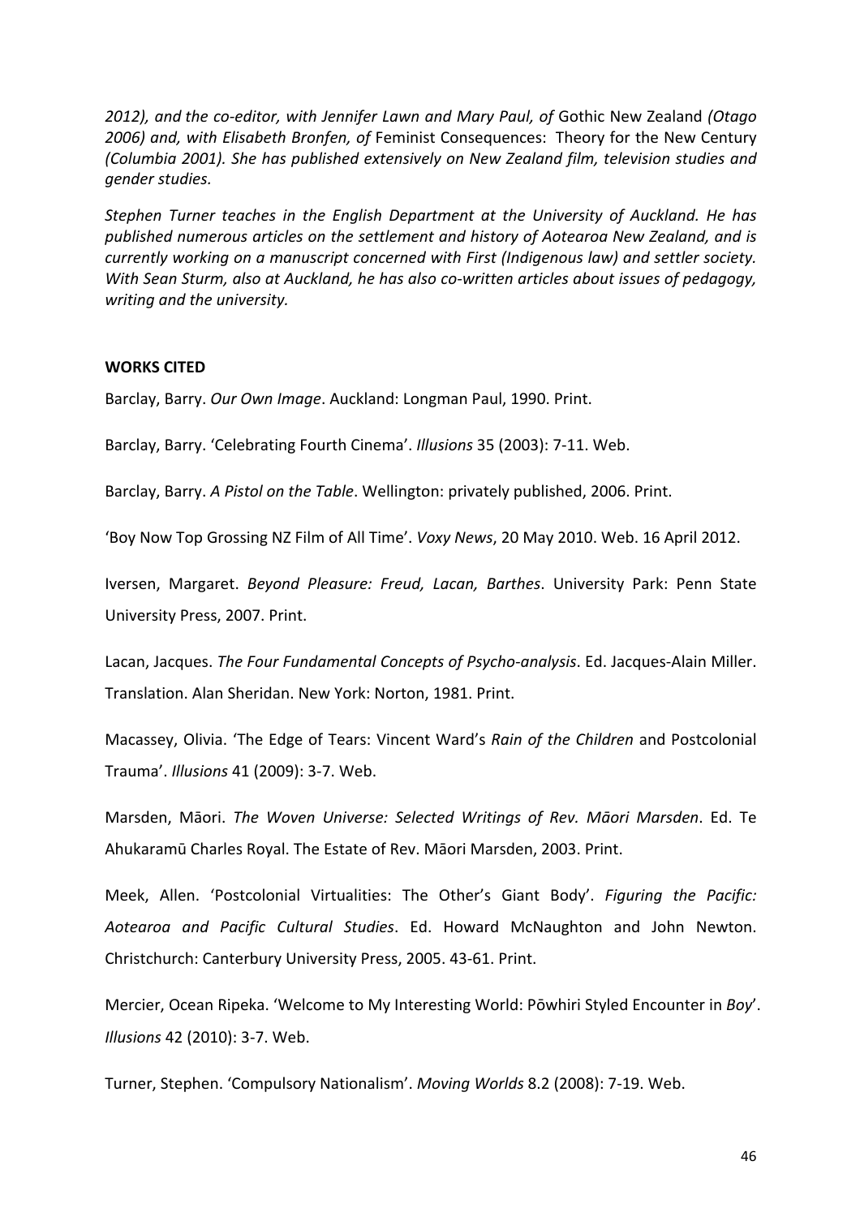*2012), and the co-editor, with Jennifer Lawn and Mary Paul, of* Gothic New Zealand *(Otago 2006) and, with Elisabeth Bronfen, of* Feminist Consequences: Theory for the New Century *(Columbia 2001). She has published extensively on New Zealand film, television studies and gender studies.*

*Stephen Turner teaches in the English Department at the University of Auckland. He has published numerous articles on the settlement and history of Aotearoa New Zealand, and is currently working on a manuscript concerned with First (Indigenous law) and settler society. With Sean Sturm, also at Auckland, he has also co-written articles about issues of pedagogy, writing and the university.*

**WORKS CITED**

Barclay, Barry. *Our Own Image*. Auckland: Longman Paul, 1990. Print.

Barclay, Barry. 'Celebrating Fourth Cinema'. *Illusions* 35 (2003): 7-11. Web.

Barclay, Barry. *A Pistol on the Table*. Wellington: privately published, 2006. Print.

'Boy Now Top Grossing NZ Film of All Time'. *Voxy News*, 20 May 2010. Web. 16 April 2012.

Iversen, Margaret. *Beyond Pleasure: Freud, Lacan, Barthes*. University Park: Penn State University Press, 2007. Print.

Lacan, Jacques. *The Four Fundamental Concepts of Psycho-analysis*. Ed. Jacques-Alain Miller. Translation. Alan Sheridan. New York: Norton, 1981. Print.

Macassey, Olivia. 'The Edge of Tears: Vincent Ward's *Rain of the Children* and Postcolonial Trauma'. *Illusions* 41 (2009): 3-7. Web.

Marsden, Māori. *The Woven Universe: Selected Writings of Rev. Māori Marsden*. Ed. Te Ahukaramū Charles Royal. The Estate of Rev. Māori Marsden, 2003. Print.

Meek, Allen. 'Postcolonial Virtualities: The Other's Giant Body'. *Figuring the Pacific: Aotearoa and Pacific Cultural Studies*. Ed. Howard McNaughton and John Newton. Christchurch: Canterbury University Press, 2005. 43-61. Print.

Mercier, Ocean Ripeka. 'Welcome to My Interesting World: Pōwhiri Styled Encounter in *Boy*'. *Illusions* 42 (2010): 3-7. Web.

Turner, Stephen. 'Compulsory Nationalism'. *Moving Worlds* 8.2 (2008): 7-19. Web.